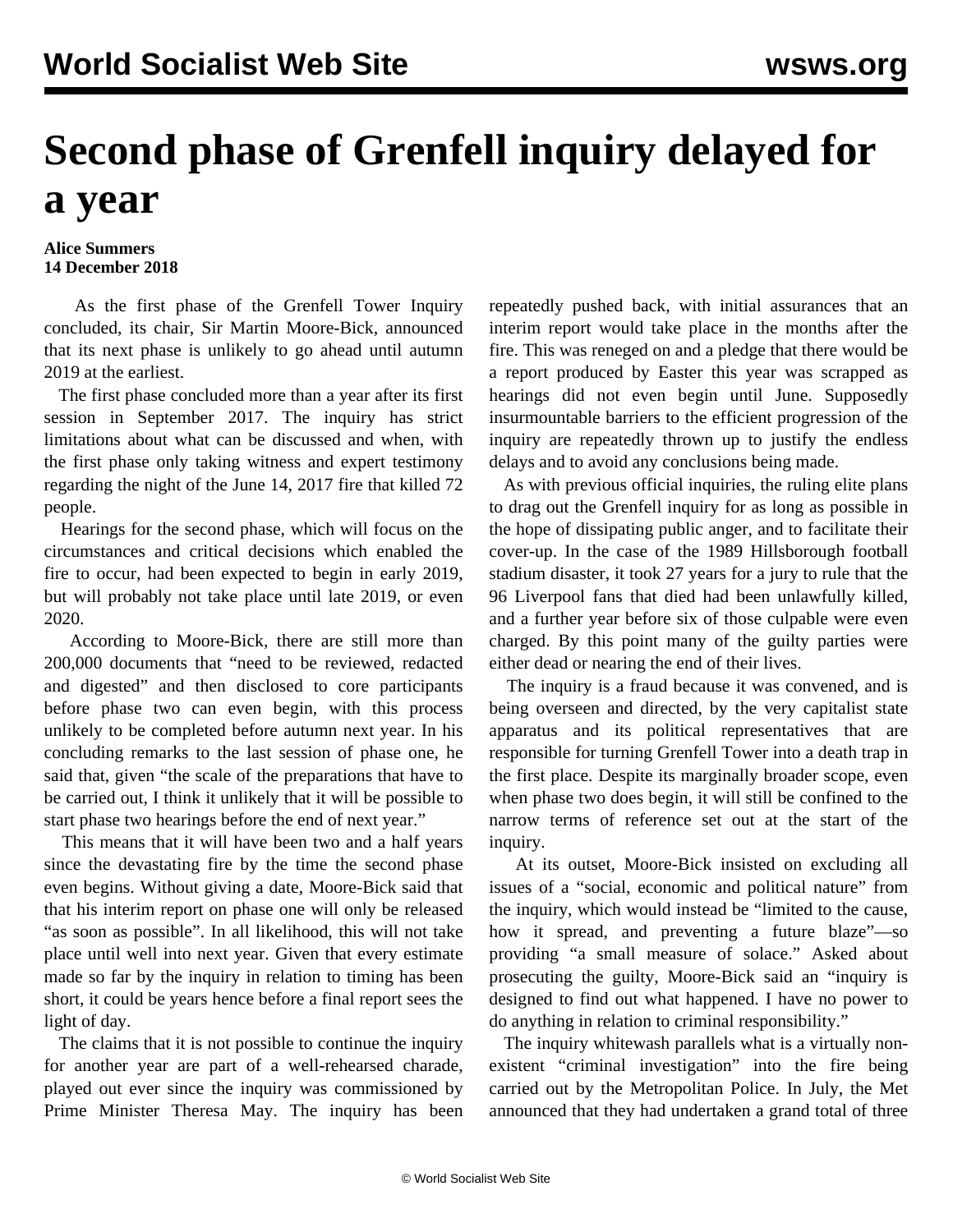# Second phase of Grenfell inquiry delayed for a year

**Alice Summers**
**14 December 2018**

As the first phase of the Grenfell Tower Inquiry concluded, its chair, Sir Martin Moore-Bick, announced that its next phase is unlikely to go ahead until autumn 2019 at the earliest.

The first phase concluded more than a year after its first session in September 2017. The inquiry has strict limitations about what can be discussed and when, with the first phase only taking witness and expert testimony regarding the night of the June 14, 2017 fire that killed 72 people.

Hearings for the second phase, which will focus on the circumstances and critical decisions which enabled the fire to occur, had been expected to begin in early 2019, but will probably not take place until late 2019, or even 2020.

According to Moore-Bick, there are still more than 200,000 documents that "need to be reviewed, redacted and digested" and then disclosed to core participants before phase two can even begin, with this process unlikely to be completed before autumn next year. In his concluding remarks to the last session of phase one, he said that, given "the scale of the preparations that have to be carried out, I think it unlikely that it will be possible to start phase two hearings before the end of next year."

This means that it will have been two and a half years since the devastating fire by the time the second phase even begins. Without giving a date, Moore-Bick said that that his interim report on phase one will only be released "as soon as possible". In all likelihood, this will not take place until well into next year. Given that every estimate made so far by the inquiry in relation to timing has been short, it could be years hence before a final report sees the light of day.

The claims that it is not possible to continue the inquiry for another year are part of a well-rehearsed charade, played out ever since the inquiry was commissioned by Prime Minister Theresa May. The inquiry has been repeatedly pushed back, with initial assurances that an interim report would take place in the months after the fire. This was reneged on and a pledge that there would be a report produced by Easter this year was scrapped as hearings did not even begin until June. Supposedly insurmountable barriers to the efficient progression of the inquiry are repeatedly thrown up to justify the endless delays and to avoid any conclusions being made.

As with previous official inquiries, the ruling elite plans to drag out the Grenfell inquiry for as long as possible in the hope of dissipating public anger, and to facilitate their cover-up. In the case of the 1989 Hillsborough football stadium disaster, it took 27 years for a jury to rule that the 96 Liverpool fans that died had been unlawfully killed, and a further year before six of those culpable were even charged. By this point many of the guilty parties were either dead or nearing the end of their lives.

The inquiry is a fraud because it was convened, and is being overseen and directed, by the very capitalist state apparatus and its political representatives that are responsible for turning Grenfell Tower into a death trap in the first place. Despite its marginally broader scope, even when phase two does begin, it will still be confined to the narrow terms of reference set out at the start of the inquiry.

At its outset, Moore-Bick insisted on excluding all issues of a "social, economic and political nature" from the inquiry, which would instead be "limited to the cause, how it spread, and preventing a future blaze"—so providing "a small measure of solace." Asked about prosecuting the guilty, Moore-Bick said an "inquiry is designed to find out what happened. I have no power to do anything in relation to criminal responsibility."

The inquiry whitewash parallels what is a virtually non-existent "criminal investigation" into the fire being carried out by the Metropolitan Police. In July, the Met announced that they had undertaken a grand total of three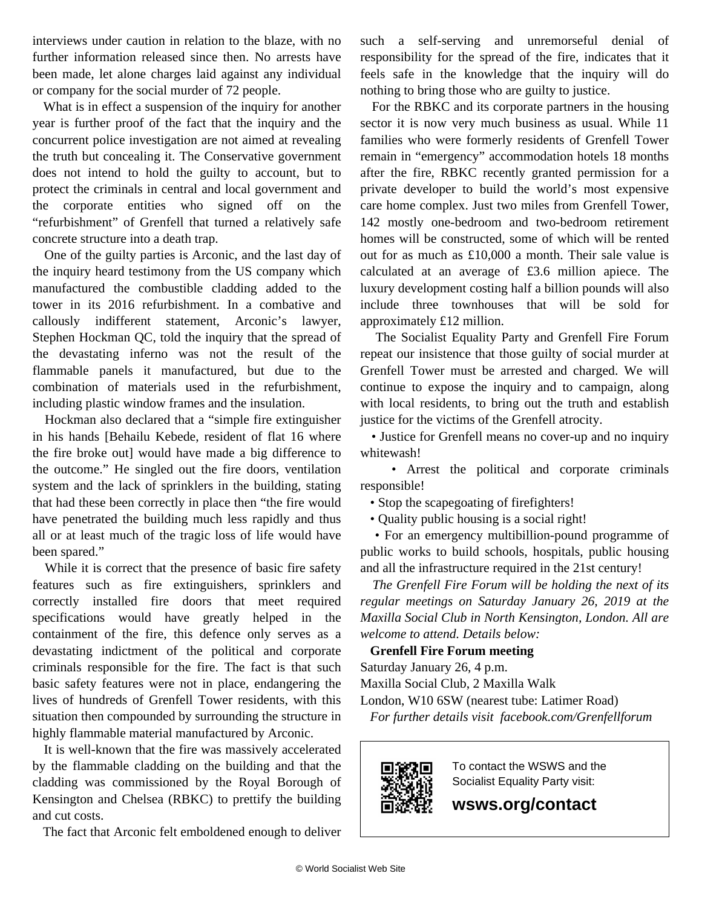interviews under caution in relation to the blaze, with no further information released since then. No arrests have been made, let alone charges laid against any individual or company for the social murder of 72 people.

What is in effect a suspension of the inquiry for another year is further proof of the fact that the inquiry and the concurrent police investigation are not aimed at revealing the truth but concealing it. The Conservative government does not intend to hold the guilty to account, but to protect the criminals in central and local government and the corporate entities who signed off on the "refurbishment" of Grenfell that turned a relatively safe concrete structure into a death trap.

One of the guilty parties is Arconic, and the last day of the inquiry heard testimony from the US company which manufactured the combustible cladding added to the tower in its 2016 refurbishment. In a combative and callously indifferent statement, Arconic's lawyer, Stephen Hockman QC, told the inquiry that the spread of the devastating inferno was not the result of the flammable panels it manufactured, but due to the combination of materials used in the refurbishment, including plastic window frames and the insulation.

Hockman also declared that a "simple fire extinguisher in his hands [Behailu Kebede, resident of flat 16 where the fire broke out] would have made a big difference to the outcome." He singled out the fire doors, ventilation system and the lack of sprinklers in the building, stating that had these been correctly in place then "the fire would have penetrated the building much less rapidly and thus all or at least much of the tragic loss of life would have been spared."

While it is correct that the presence of basic fire safety features such as fire extinguishers, sprinklers and correctly installed fire doors that meet required specifications would have greatly helped in the containment of the fire, this defence only serves as a devastating indictment of the political and corporate criminals responsible for the fire. The fact is that such basic safety features were not in place, endangering the lives of hundreds of Grenfell Tower residents, with this situation then compounded by surrounding the structure in highly flammable material manufactured by Arconic.

It is well-known that the fire was massively accelerated by the flammable cladding on the building and that the cladding was commissioned by the Royal Borough of Kensington and Chelsea (RBKC) to prettify the building and cut costs.

The fact that Arconic felt emboldened enough to deliver such a self-serving and unremorseful denial of responsibility for the spread of the fire, indicates that it feels safe in the knowledge that the inquiry will do nothing to bring those who are guilty to justice.

For the RBKC and its corporate partners in the housing sector it is now very much business as usual. While 11 families who were formerly residents of Grenfell Tower remain in "emergency" accommodation hotels 18 months after the fire, RBKC recently granted permission for a private developer to build the world's most expensive care home complex. Just two miles from Grenfell Tower, 142 mostly one-bedroom and two-bedroom retirement homes will be constructed, some of which will be rented out for as much as £10,000 a month. Their sale value is calculated at an average of £3.6 million apiece. The luxury development costing half a billion pounds will also include three townhouses that will be sold for approximately £12 million.

The Socialist Equality Party and Grenfell Fire Forum repeat our insistence that those guilty of social murder at Grenfell Tower must be arrested and charged. We will continue to expose the inquiry and to campaign, along with local residents, to bring out the truth and establish justice for the victims of the Grenfell atrocity.

• Justice for Grenfell means no cover-up and no inquiry whitewash!

• Arrest the political and corporate criminals responsible!

• Stop the scapegoating of firefighters!

• Quality public housing is a social right!

• For an emergency multibillion-pound programme of public works to build schools, hospitals, public housing and all the infrastructure required in the 21st century!

*The Grenfell Fire Forum will be holding the next of its regular meetings on Saturday January 26, 2019 at the Maxilla Social Club in North Kensington, London. All are welcome to attend. Details below:*

**Grenfell Fire Forum meeting**

Saturday January 26, 4 p.m.

Maxilla Social Club, 2 Maxilla Walk

London, W10 6SW (nearest tube: Latimer Road)

*For further details visit facebook.com/Grenfellforum*

To contact the WSWS and the Socialist Equality Party visit:

**wsws.org/contact**